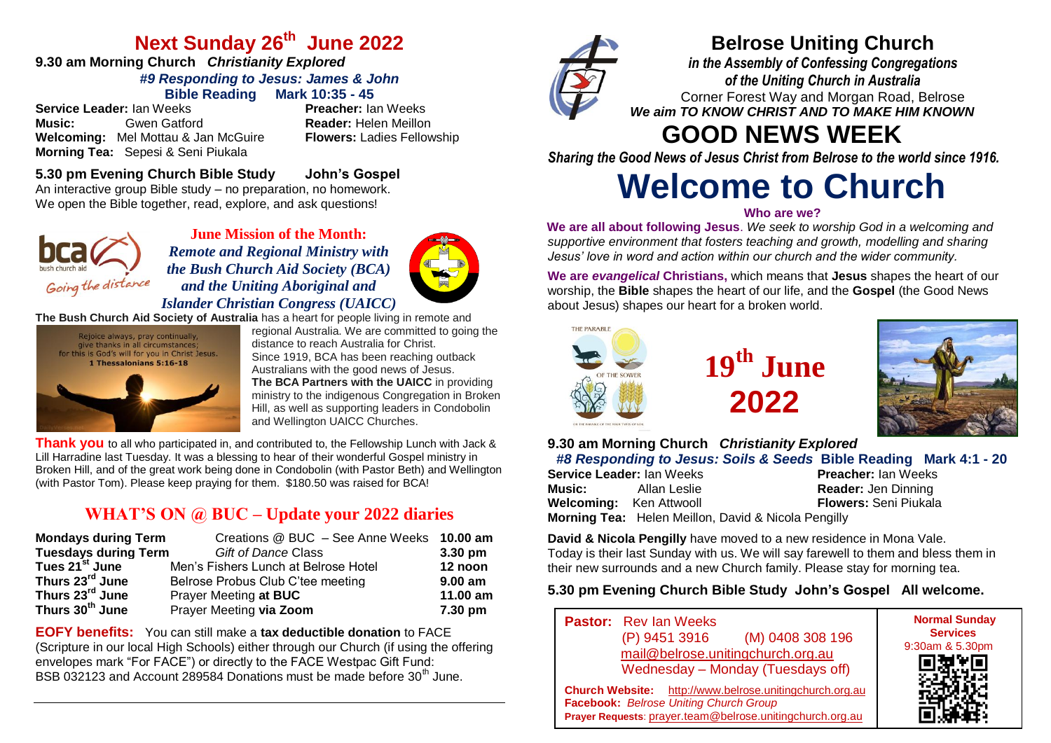# Next Sunday 26th June 2022

**9.30 am Morning Church** ***Christianity Explored***

***#9 Responding to Jesus: James & John***

**Bible Reading Mark 10:35 - 45**

**Service Leader:** Ian Weeks
**Preacher:** Ian Weeks
**Music:** Gwen Gatford
**Reader:** Helen Meillon
**Welcoming:** Mel Mottau & Jan McGuire
**Flowers:** Ladies Fellowship
**Morning Tea:** Sepesi & Seni Piukala

**5.30 pm Evening Church Bible Study John's Gospel**

An interactive group Bible study – no preparation, no homework. We open the Bible together, read, explore, and ask questions!

bca bush church aid — *Going the distance*

**June Mission of the Month:**
***Remote and Regional Ministry with the Bush Church Aid Society (BCA) and the Uniting Aboriginal and Islander Christian Congress (UAICC)***

**The Bush Church Aid Society of Australia** has a heart for people living in remote and regional Australia. We are committed to going the distance to reach Australia for Christ.

Rejoice always, pray continually, give thanks in all circumstances; for this is God's will for you in Christ Jesus. 1 Thessalonians 5:16-18

Since 1919, BCA has been reaching outback Australians with the good news of Jesus.

**The BCA Partners with the UAICC** in providing ministry to the indigenous Congregation in Broken Hill, as well as supporting leaders in Condobolin and Wellington UAICC Churches.

**Thank you** to all who participated in, and contributed to, the Fellowship Lunch with Jack & Lill Harradine last Tuesday. It was a blessing to hear of their wonderful Gospel ministry in Broken Hill, and of the great work being done in Condobolin (with Pastor Beth) and Wellington (with Pastor Tom). Please keep praying for them. $180.50 was raised for BCA!

## WHAT'S ON @ BUC – Update your 2022 diaries

| | | |
|---|---|---|
| **Mondays during Term** | Creations @ BUC – See Anne Weeks | **10.00 am** |
| **Tuesdays during Term** | *Gift of Dance* Class | **3.30 pm** |
| **Tues 21st June** | Men's Fishers Lunch at Belrose Hotel | **12 noon** |
| **Thurs 23rd June** | Belrose Probus Club C'tee meeting | **9.00 am** |
| **Thurs 23rd June** | Prayer Meeting **at BUC** | **11.00 am** |
| **Thurs 30th June** | Prayer Meeting **via Zoom** | **7.30 pm** |

**EOFY benefits:** You can still make a **tax deductible donation** to FACE (Scripture in our local High Schools) either through our Church (if using the offering envelopes mark "For FACE") or directly to the FACE Westpac Gift Fund: BSB 032123 and Account 289584 Donations must be made before 30th June.

# Belrose Uniting Church

***in the Assembly of Confessing Congregations of the Uniting Church in Australia***

Corner Forest Way and Morgan Road, Belrose

***We aim TO KNOW CHRIST AND TO MAKE HIM KNOWN***

# GOOD NEWS WEEK

***Sharing the Good News of Jesus Christ from Belrose to the world since 1916.***

# Welcome to Church

**Who are we?**

**We are all about following Jesus**. *We seek to worship God in a welcoming and supportive environment that fosters teaching and growth, modelling and sharing Jesus' love in word and action within our church and the wider community.*

**We are *evangelical* Christians,** which means that **Jesus** shapes the heart of our worship, the **Bible** shapes the heart of our life, and the **Gospel** (the Good News about Jesus) shapes our heart for a broken world.

THE PARABLE OF THE SOWER

## 19th June 2022

**9.30 am Morning Church** ***Christianity Explored***

***#8 Responding to Jesus: Soils & Seeds*** **Bible Reading Mark 4:1 - 20**

**Service Leader:** Ian Weeks
**Preacher:** Ian Weeks
**Music:** Allan Leslie
**Reader:** Jen Dinning
**Welcoming:** Ken Attwooll
**Flowers:** Seni Piukala
**Morning Tea:** Helen Meillon, David & Nicola Pengilly

**David & Nicola Pengilly** have moved to a new residence in Mona Vale. Today is their last Sunday with us. We will say farewell to them and bless them in their new surrounds and a new Church family. Please stay for morning tea.

**5.30 pm Evening Church Bible Study John's Gospel All welcome.**

**Pastor:** Rev Ian Weeks
(P) 9451 3916 (M) 0408 308 196
mail@belrose.unitingchurch.org.au
Wednesday – Monday (Tuesdays off)

**Church Website:** http://www.belrose.unitingchurch.org.au
**Facebook:** *Belrose Uniting Church Group*
**Prayer Requests**: prayer.team@belrose.unitingchurch.org.au

**Normal Sunday Services**
9:30am & 5.30pm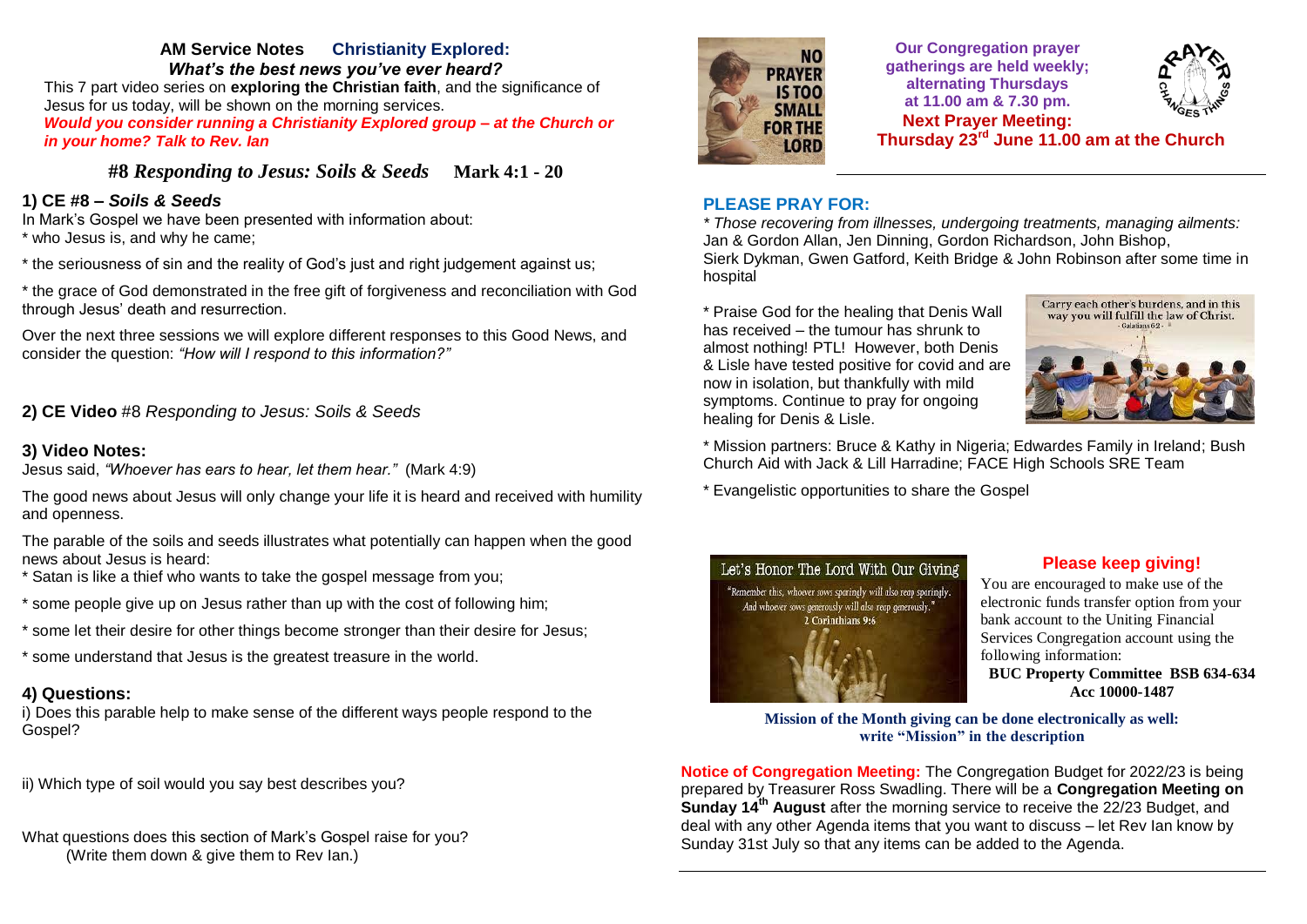## AM Service Notes **Christianity Explored:** ***What's the best news you've ever heard?***

This 7 part video series on **exploring the Christian faith**, and the significance of Jesus for us today, will be shown on the morning services.

***Would you consider running a Christianity Explored group – at the Church or in your home? Talk to Rev. Ian***

### #8 *Responding to Jesus: Soils & Seeds* **Mark 4:1 - 20**

### 1) CE #8 – *Soils & Seeds*

In Mark's Gospel we have been presented with information about:

* who Jesus is, and why he came;
* the seriousness of sin and the reality of God's just and right judgement against us;
* the grace of God demonstrated in the free gift of forgiveness and reconciliation with God through Jesus' death and resurrection.

Over the next three sessions we will explore different responses to this Good News, and consider the question: *"How will I respond to this information?"*

### 2) CE Video #8 *Responding to Jesus: Soils & Seeds*

### 3) Video Notes:

Jesus said, *"Whoever has ears to hear, let them hear."* (Mark 4:9)

The good news about Jesus will only change your life it is heard and received with humility and openness.

The parable of the soils and seeds illustrates what potentially can happen when the good news about Jesus is heard:

* Satan is like a thief who wants to take the gospel message from you;
* some people give up on Jesus rather than up with the cost of following him;
* some let their desire for other things become stronger than their desire for Jesus;
* some understand that Jesus is the greatest treasure in the world.

### 4) Questions:

i) Does this parable help to make sense of the different ways people respond to the Gospel?

ii) Which type of soil would you say best describes you?

What questions does this section of Mark's Gospel raise for you? (Write them down & give them to Rev Ian.)

---

**Our Congregation prayer gatherings are held weekly; alternating Thursdays at 11.00 am & 7.30 pm.**

**Next Prayer Meeting: Thursday 23rd June 11.00 am at the Church**

### PLEASE PRAY FOR:

* *Those recovering from illnesses, undergoing treatments, managing ailments:* Jan & Gordon Allan, Jen Dinning, Gordon Richardson, John Bishop, Sierk Dykman, Gwen Gatford, Keith Bridge & John Robinson after some time in hospital
* Praise God for the healing that Denis Wall has received – the tumour has shrunk to almost nothing! PTL! However, both Denis & Lisle have tested positive for covid and are now in isolation, but thankfully with mild symptoms. Continue to pray for ongoing healing for Denis & Lisle.
* Mission partners: Bruce & Kathy in Nigeria; Edwardes Family in Ireland; Bush Church Aid with Jack & Lill Harradine; FACE High Schools SRE Team
* Evangelistic opportunities to share the Gospel

### Please keep giving!

You are encouraged to make use of the electronic funds transfer option from your bank account to the Uniting Financial Services Congregation account using the following information:

**BUC Property Committee BSB 634-634**
**Acc 10000-1487**

**Mission of the Month giving can be done electronically as well: write "Mission" in the description**

**Notice of Congregation Meeting:** The Congregation Budget for 2022/23 is being prepared by Treasurer Ross Swadling. There will be a **Congregation Meeting on Sunday 14th August** after the morning service to receive the 22/23 Budget, and deal with any other Agenda items that you want to discuss – let Rev Ian know by Sunday 31st July so that any items can be added to the Agenda.